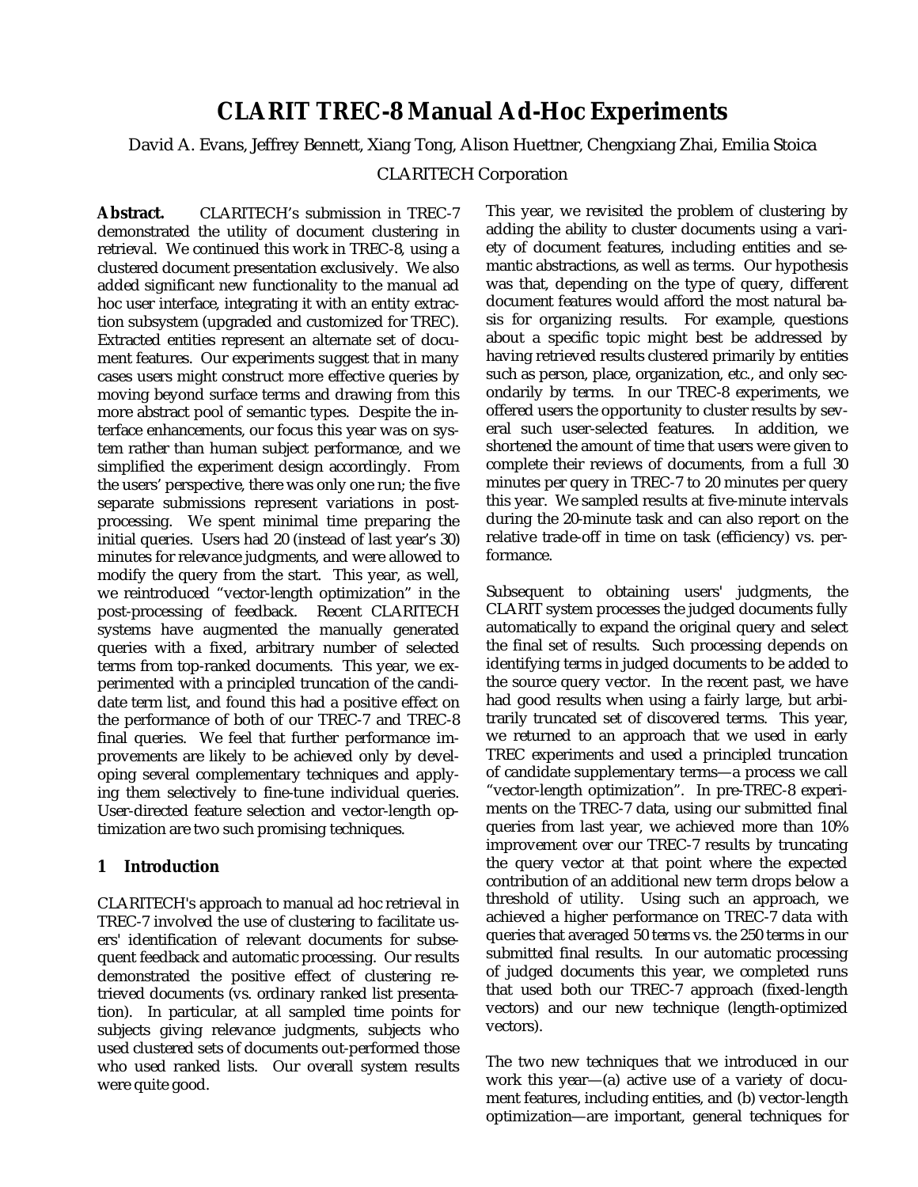# CLARIT TREC-8 Manual Ad-Hoc Experiments

David A. Evans, Jeffrey Bennett, Xiang Tong, Alison Huettner, Chengxiang Zhai, Emilia Stoica

CLARITECH Corporation

**Abstract.** CLARITECH's submission in TREC-7 demonstrated the utility of document clustering in retrieval. We continued this work in TREC-8, using a clustered document presentation exclusively. We also added significant new functionality to the manual ad hoc user interface, integrating it with an entity extraction subsystem (upgraded and customized for TREC). Extracted entities represent an alternate set of document features. Our experiments suggest that in many cases users might construct more effective queries by moving beyond surface terms and drawing from this more abstract pool of semantic types. Despite the interface enhancements, our focus this year was on system rather than human subject performance, and we simplified the experiment design accordingly. From the users' perspective, there was only one run; the five separate submissions represent variations in post-processing. We spent minimal time preparing the initial queries. Users had 20 (instead of last year's 30) minutes for relevance judgments, and were allowed to modify the query from the start. This year, as well, we reintroduced "vector-length optimization" in the post-processing of feedback. Recent CLARITECH systems have augmented the manually generated queries with a fixed, arbitrary number of selected terms from top-ranked documents. This year, we experimented with a principled truncation of the candidate term list, and found this had a positive effect on the performance of both of our TREC-7 and TREC-8 final queries. We feel that further performance improvements are likely to be achieved only by developing several complementary techniques and applying them selectively to fine-tune individual queries. User-directed feature selection and vector-length optimization are two such promising techniques.

## 1 Introduction

CLARITECH's approach to manual ad hoc retrieval in TREC-7 involved the use of clustering to facilitate users' identification of relevant documents for subsequent feedback and automatic processing. Our results demonstrated the positive effect of clustering retrieved documents (vs. ordinary ranked list presentation). In particular, at all sampled time points for subjects giving relevance judgments, subjects who used clustered sets of documents out-performed those who used ranked lists. Our overall system results were quite good.

This year, we revisited the problem of clustering by adding the ability to cluster documents using a variety of document features, including entities and semantic abstractions, as well as terms. Our hypothesis was that, depending on the type of query, different document features would afford the most natural basis for organizing results. For example, questions about a specific topic might best be addressed by having retrieved results clustered primarily by entities such as person, place, organization, etc., and only secondarily by terms. In our TREC-8 experiments, we offered users the opportunity to cluster results by several such user-selected features. In addition, we shortened the amount of time that users were given to complete their reviews of documents, from a full 30 minutes per query in TREC-7 to 20 minutes per query this year. We sampled results at five-minute intervals during the 20-minute task and can also report on the relative trade-off in time on task (efficiency) vs. performance.

Subsequent to obtaining users' judgments, the CLARIT system processes the judged documents fully automatically to expand the original query and select the final set of results. Such processing depends on identifying terms in judged documents to be added to the source query vector. In the recent past, we have had good results when using a fairly large, but arbitrarily truncated set of discovered terms. This year, we returned to an approach that we used in early TREC experiments and used a principled truncation of candidate supplementary terms—a process we call "vector-length optimization". In pre-TREC-8 experiments on the TREC-7 data, using our submitted final queries from last year, we achieved more than 10% improvement over our TREC-7 results by truncating the query vector at that point where the expected contribution of an additional new term drops below a threshold of utility. Using such an approach, we achieved a higher performance on TREC-7 data with queries that averaged 50 terms vs. the 250 terms in our submitted final results. In our automatic processing of judged documents this year, we completed runs that used both our TREC-7 approach (fixed-length vectors) and our new technique (length-optimized vectors).

The two new techniques that we introduced in our work this year—(a) active use of a variety of document features, including entities, and (b) vector-length optimization—are important, general techniques for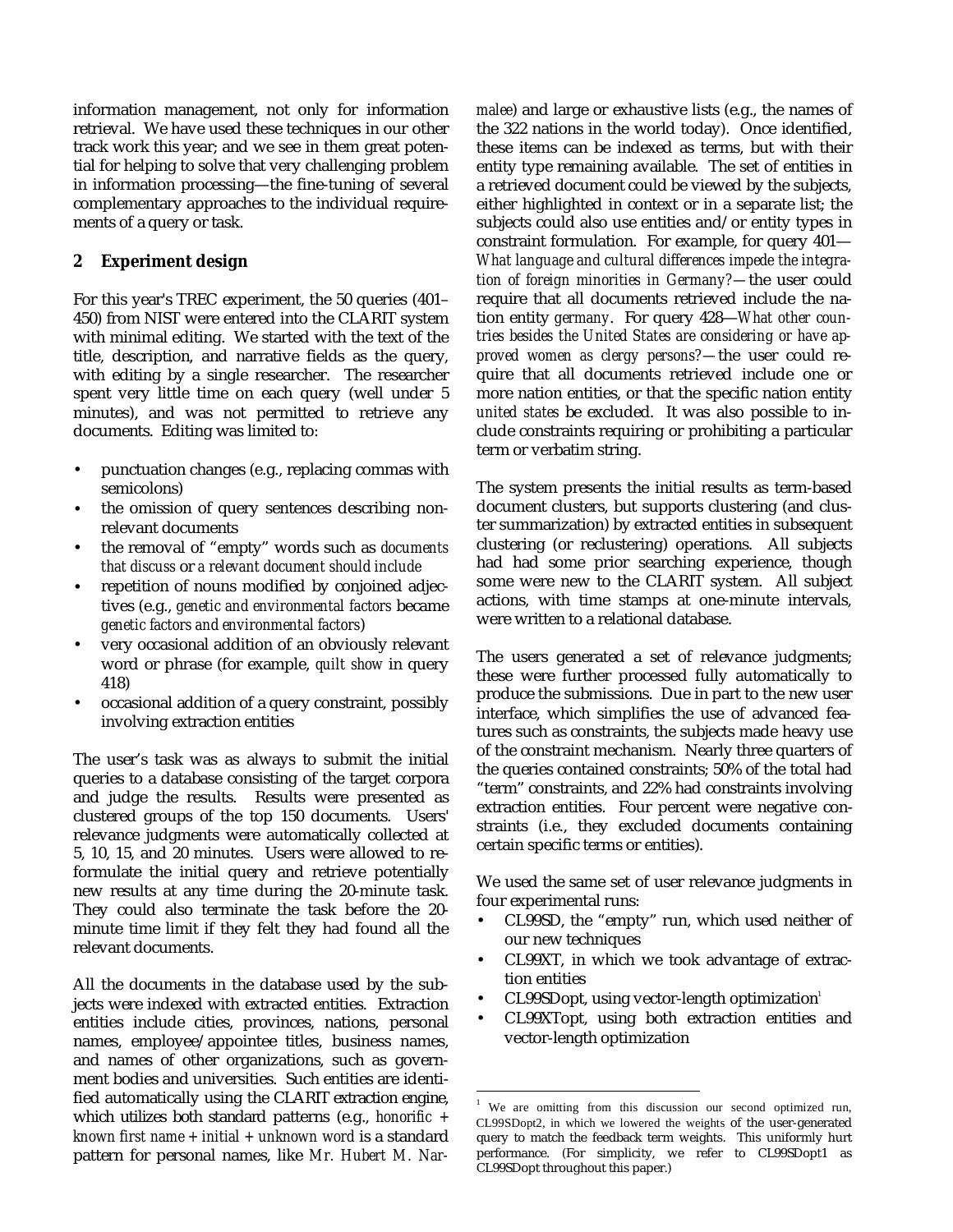information management, not only for information retrieval. We have used these techniques in our other track work this year; and we see in them great potential for helping to solve that very challenging problem in information processing—the fine-tuning of several complementary approaches to the individual requirements of a query or task.

## 2 Experiment design

For this year's TREC experiment, the 50 queries (401–450) from NIST were entered into the CLARIT system with minimal editing. We started with the text of the title, description, and narrative fields as the query, with editing by a single researcher. The researcher spent very little time on each query (well under 5 minutes), and was not permitted to retrieve any documents. Editing was limited to:

- punctuation changes (e.g., replacing commas with semicolons)
- the omission of query sentences describing non-relevant documents
- the removal of "empty" words such as *documents that discuss* or *a relevant document should include*
- repetition of nouns modified by conjoined adjectives (e.g., *genetic and environmental factors* became *genetic factors and environmental factors*)
- very occasional addition of an obviously relevant word or phrase (for example, *quilt show* in query 418)
- occasional addition of a query constraint, possibly involving extraction entities

The user's task was as always to submit the initial queries to a database consisting of the target corpora and judge the results. Results were presented as clustered groups of the top 150 documents. Users' relevance judgments were automatically collected at 5, 10, 15, and 20 minutes. Users were allowed to reformulate the initial query and retrieve potentially new results at any time during the 20-minute task. They could also terminate the task before the 20-minute time limit if they felt they had found all the relevant documents.

All the documents in the database used by the subjects were indexed with extracted entities. Extraction entities include cities, provinces, nations, personal names, employee/appointee titles, business names, and names of other organizations, such as government bodies and universities. Such entities are identified automatically using the CLARIT extraction engine, which utilizes both standard patterns (e.g., *honorific + known first name + initial + unknown word* is a standard pattern for personal names, like *Mr. Hubert M. Narmalee*) and large or exhaustive lists (e.g., the names of the 322 nations in the world today). Once identified, these items can be indexed as terms, but with their entity type remaining available. The set of entities in a retrieved document could be viewed by the subjects, either highlighted in context or in a separate list; the subjects could also use entities and/or entity types in constraint formulation. For example, for query 401—*What language and cultural differences impede the integration of foreign minorities in Germany?*—the user could require that all documents retrieved include the nation entity *germany*. For query 428—*What other countries besides the United States are considering or have approved women as clergy persons?*—the user could require that all documents retrieved include one or more nation entities, or that the specific nation entity *united states* be excluded. It was also possible to include constraints requiring or prohibiting a particular term or verbatim string.

The system presents the initial results as term-based document clusters, but supports clustering (and cluster summarization) by extracted entities in subsequent clustering (or reclustering) operations. All subjects had had some prior searching experience, though some were new to the CLARIT system. All subject actions, with time stamps at one-minute intervals, were written to a relational database.

The users generated a set of relevance judgments; these were further processed fully automatically to produce the submissions. Due in part to the new user interface, which simplifies the use of advanced features such as constraints, the subjects made heavy use of the constraint mechanism. Nearly three quarters of the queries contained constraints; 50% of the total had "term" constraints, and 22% had constraints involving extraction entities. Four percent were negative constraints (i.e., they excluded documents containing certain specific terms or entities).

We used the same set of user relevance judgments in four experimental runs:

- CL99SD, the "empty" run, which used neither of our new techniques
- CL99XT, in which we took advantage of extraction entities
- CL99SDopt, using vector-length optimization[1]
- CL99XTopt, using both extraction entities and vector-length optimization

[1] We are omitting from this discussion our second optimized run, CL99SDopt2, in which we lowered the weights of the user-generated query to match the feedback term weights. This uniformly hurt performance. (For simplicity, we refer to CL99SDopt1 as CL99SDopt throughout this paper.)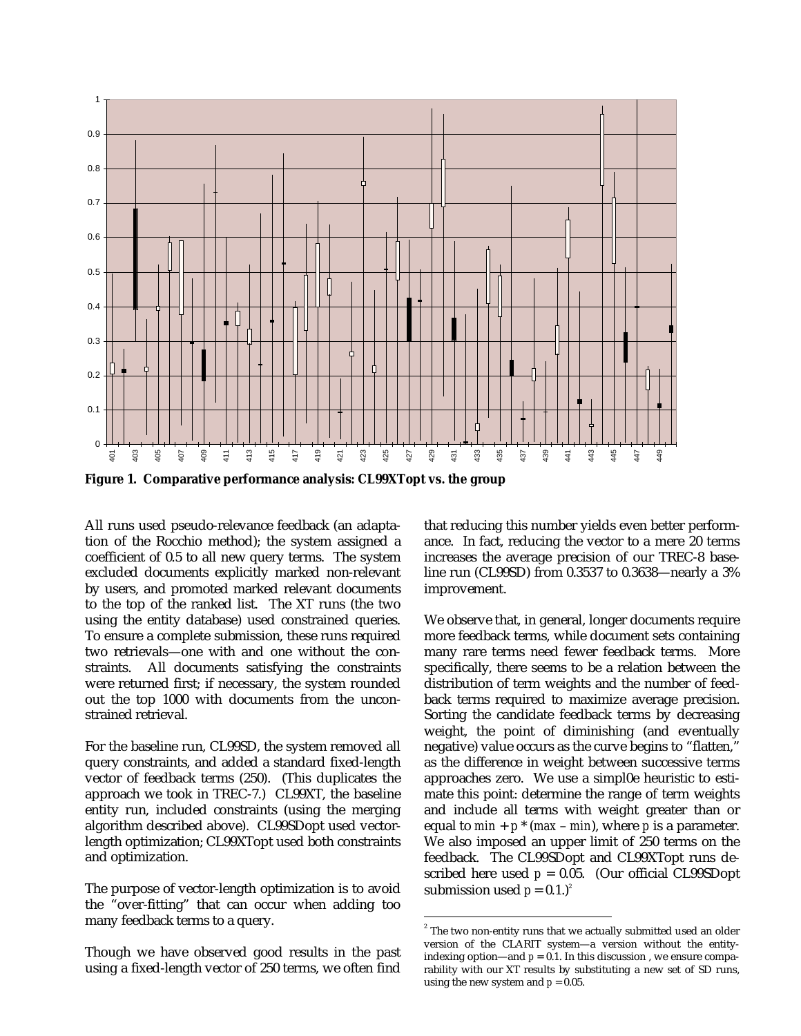**Figure 1. Comparative performance analysis: CL99XTopt vs. the group**

All runs used pseudo-relevance feedback (an adaptation of the Rocchio method); the system assigned a coefficient of 0.5 to all new query terms. The system excluded documents explicitly marked non-relevant by users, and promoted marked relevant documents to the top of the ranked list. The XT runs (the two using the entity database) used constrained queries. To ensure a complete submission, these runs required two retrievals—one with and one without the constraints. All documents satisfying the constraints were returned first; if necessary, the system rounded out the top 1000 with documents from the unconstrained retrieval.

For the baseline run, CL99SD, the system removed all query constraints, and added a standard fixed-length vector of feedback terms (250). (This duplicates the approach we took in TREC-7.) CL99XT, the baseline entity run, included constraints (using the merging algorithm described above). CL99SDopt used vector-length optimization; CL99XTopt used both constraints and optimization.

The purpose of vector-length optimization is to avoid the "over-fitting" that can occur when adding too many feedback terms to a query.

Though we have observed good results in the past using a fixed-length vector of 250 terms, we often find that reducing this number yields even better performance. In fact, reducing the vector to a mere 20 terms increases the average precision of our TREC-8 baseline run (CL99SD) from 0.3537 to 0.3638—nearly a 3% improvement.

We observe that, in general, longer documents require more feedback terms, while document sets containing many rare terms need fewer feedback terms. More specifically, there seems to be a relation between the distribution of term weights and the number of feedback terms required to maximize average precision. Sorting the candidate feedback terms by decreasing weight, the point of diminishing (and eventually negative) value occurs as the curve begins to "flatten," as the difference in weight between successive terms approaches zero. We use a simpl0e heuristic to estimate this point: determine the range of term weights and include all terms with weight greater than or equal to $min + p * (max - min)$, where $p$ is a parameter. We also imposed an upper limit of 250 terms on the feedback. The CL99SDopt and CL99XTopt runs described here used $p = 0.05$. (Our official CL99SDopt submission used $p = 0.1$.)[2]

[2] The two non-entity runs that we actually submitted used an older version of the CLARIT system—a version without the entity-indexing option—and $p = 0.1$. In this discussion , we ensure comparability with our XT results by substituting a new set of SD runs, using the new system and $p = 0.05$.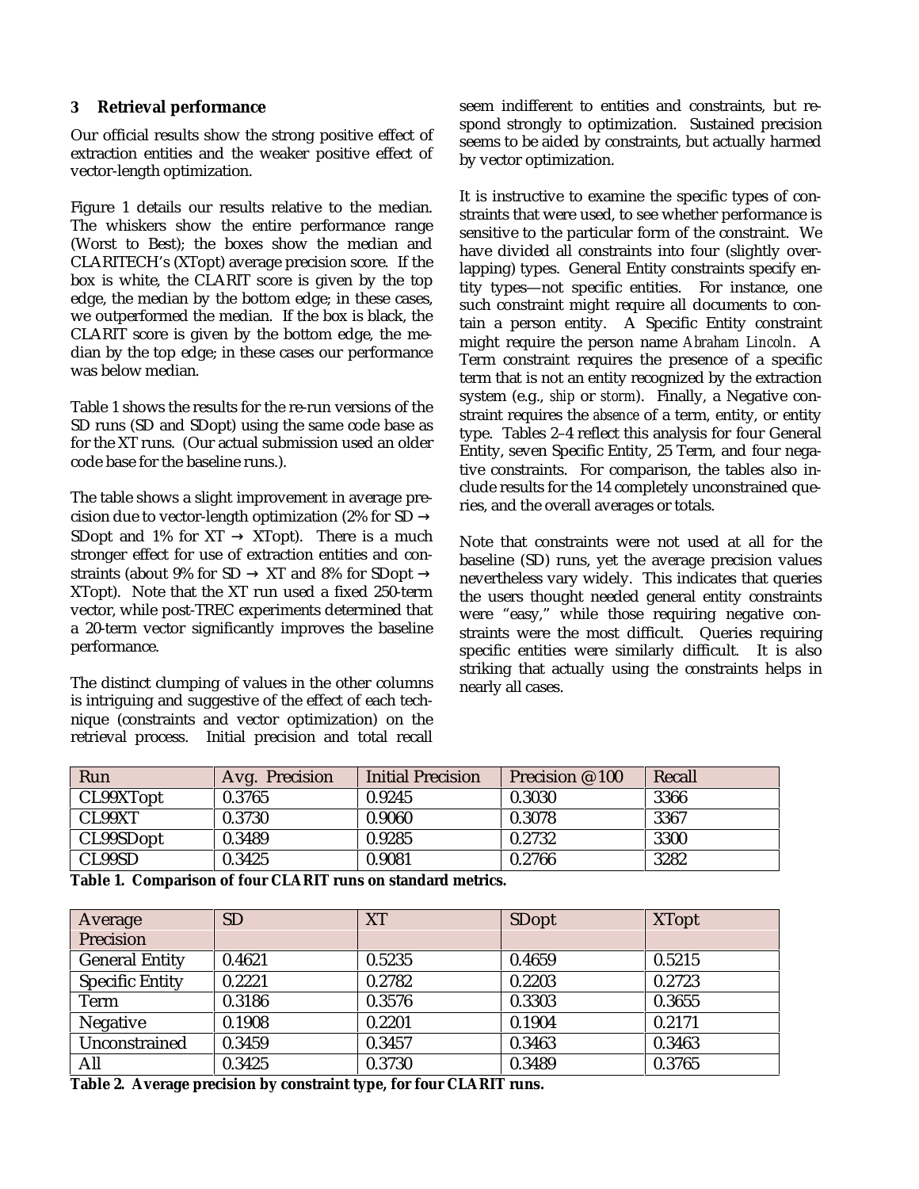## 3 Retrieval performance

Our official results show the strong positive effect of extraction entities and the weaker positive effect of vector-length optimization.

Figure 1 details our results relative to the median. The whiskers show the entire performance range (Worst to Best); the boxes show the median and CLARITECH's (XTopt) average precision score. If the box is white, the CLARIT score is given by the top edge, the median by the bottom edge; in these cases, we outperformed the median. If the box is black, the CLARIT score is given by the bottom edge, the median by the top edge; in these cases our performance was below median.

Table 1 shows the results for the re-run versions of the SD runs (SD and SDopt) using the same code base as for the XT runs. (Our actual submission used an older code base for the baseline runs.).

The table shows a slight improvement in average precision due to vector-length optimization (2% for SD → SDopt and 1% for XT → XTopt). There is a much stronger effect for use of extraction entities and constraints (about 9% for SD → XT and 8% for SDopt → XTopt). Note that the XT run used a fixed 250-term vector, while post-TREC experiments determined that a 20-term vector significantly improves the baseline performance.

The distinct clumping of values in the other columns is intriguing and suggestive of the effect of each technique (constraints and vector optimization) on the retrieval process. Initial precision and total recall seem indifferent to entities and constraints, but respond strongly to optimization. Sustained precision seems to be aided by constraints, but actually harmed by vector optimization.

It is instructive to examine the specific types of constraints that were used, to see whether performance is sensitive to the particular form of the constraint. We have divided all constraints into four (slightly overlapping) types. General Entity constraints specify entity types—not specific entities. For instance, one such constraint might require all documents to contain a person entity. A Specific Entity constraint might require the person name *Abraham Lincoln*. A Term constraint requires the presence of a specific term that is not an entity recognized by the extraction system (e.g., *ship* or *storm*). Finally, a Negative constraint requires the *absence* of a term, entity, or entity type. Tables 2–4 reflect this analysis for four General Entity, seven Specific Entity, 25 Term, and four negative constraints. For comparison, the tables also include results for the 14 completely unconstrained queries, and the overall averages or totals.

Note that constraints were not used at all for the baseline (SD) runs, yet the average precision values nevertheless vary widely. This indicates that queries the users thought needed general entity constraints were "easy," while those requiring negative constraints were the most difficult. Queries requiring specific entities were similarly difficult. It is also striking that actually using the constraints helps in nearly all cases.

| Run | Avg. Precision | Initial Precision | Precision @100 | Recall |
|---|---|---|---|---|
| CL99XTopt | 0.3765 | 0.9245 | 0.3030 | 3366 |
| CL99XT | 0.3730 | 0.9060 | 0.3078 | 3367 |
| CL99SDopt | 0.3489 | 0.9285 | 0.2732 | 3300 |
| CL99SD | 0.3425 | 0.9081 | 0.2766 | 3282 |

**Table 1. Comparison of four CLARIT runs on standard metrics.**

| Average Precision | SD | XT | SDopt | XTopt |
|---|---|---|---|---|
| General Entity | 0.4621 | 0.5235 | 0.4659 | 0.5215 |
| Specific Entity | 0.2221 | 0.2782 | 0.2203 | 0.2723 |
| Term | 0.3186 | 0.3576 | 0.3303 | 0.3655 |
| Negative | 0.1908 | 0.2201 | 0.1904 | 0.2171 |
| Unconstrained | 0.3459 | 0.3457 | 0.3463 | 0.3463 |
| All | 0.3425 | 0.3730 | 0.3489 | 0.3765 |

**Table 2. Average precision by constraint type, for four CLARIT runs.**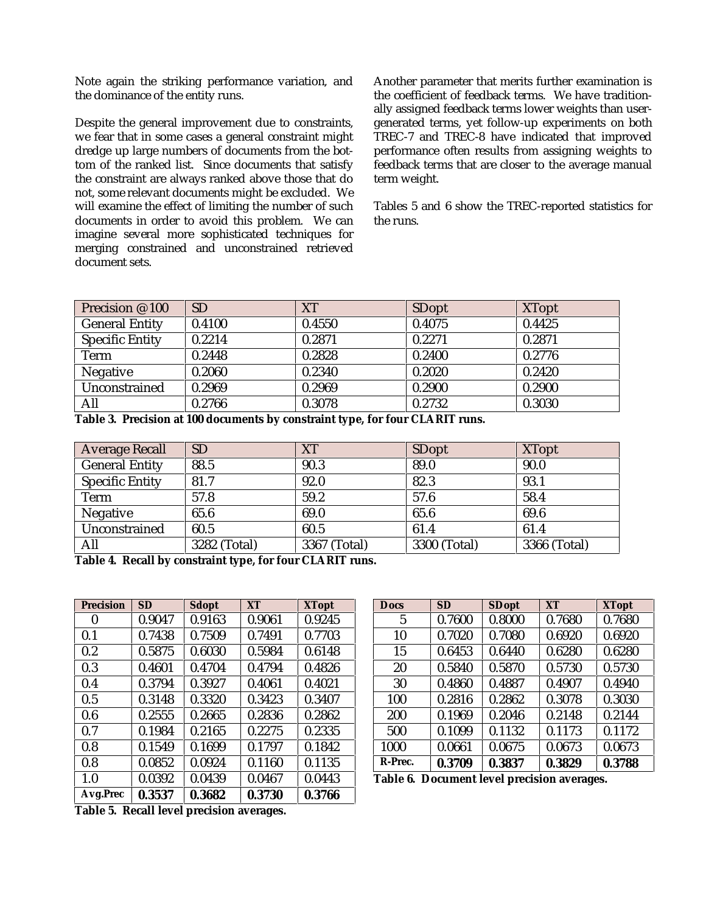Note again the striking performance variation, and the dominance of the entity runs.

Despite the general improvement due to constraints, we fear that in some cases a general constraint might dredge up large numbers of documents from the bottom of the ranked list. Since documents that satisfy the constraint are always ranked above those that do not, some relevant documents might be excluded. We will examine the effect of limiting the number of such documents in order to avoid this problem. We can imagine several more sophisticated techniques for merging constrained and unconstrained retrieved document sets.

Another parameter that merits further examination is the coefficient of feedback terms. We have traditionally assigned feedback terms lower weights than user-generated terms, yet follow-up experiments on both TREC-7 and TREC-8 have indicated that improved performance often results from assigning weights to feedback terms that are closer to the average manual term weight.

Tables 5 and 6 show the TREC-reported statistics for the runs.

| Precision @100 | SD | XT | SDopt | XTopt |
|---|---|---|---|---|
| General Entity | 0.4100 | 0.4550 | 0.4075 | 0.4425 |
| Specific Entity | 0.2214 | 0.2871 | 0.2271 | 0.2871 |
| Term | 0.2448 | 0.2828 | 0.2400 | 0.2776 |
| Negative | 0.2060 | 0.2340 | 0.2020 | 0.2420 |
| Unconstrained | 0.2969 | 0.2969 | 0.2900 | 0.2900 |
| All | 0.2766 | 0.3078 | 0.2732 | 0.3030 |

**Table 3. Precision at 100 documents by constraint type, for four CLARIT runs.**

| Average Recall | SD | XT | SDopt | XTopt |
|---|---|---|---|---|
| General Entity | 88.5 | 90.3 | 89.0 | 90.0 |
| Specific Entity | 81.7 | 92.0 | 82.3 | 93.1 |
| Term | 57.8 | 59.2 | 57.6 | 58.4 |
| Negative | 65.6 | 69.0 | 65.6 | 69.6 |
| Unconstrained | 60.5 | 60.5 | 61.4 | 61.4 |
| All | 3282 (Total) | 3367 (Total) | 3300 (Total) | 3366 (Total) |

**Table 4. Recall by constraint type, for four CLARIT runs.**

| Precision | SD | Sdopt | XT | XTopt |
|---|---|---|---|---|
| 0 | 0.9047 | 0.9163 | 0.9061 | 0.9245 |
| 0.1 | 0.7438 | 0.7509 | 0.7491 | 0.7703 |
| 0.2 | 0.5875 | 0.6030 | 0.5984 | 0.6148 |
| 0.3 | 0.4601 | 0.4704 | 0.4794 | 0.4826 |
| 0.4 | 0.3794 | 0.3927 | 0.4061 | 0.4021 |
| 0.5 | 0.3148 | 0.3320 | 0.3423 | 0.3407 |
| 0.6 | 0.2555 | 0.2665 | 0.2836 | 0.2862 |
| 0.7 | 0.1984 | 0.2165 | 0.2275 | 0.2335 |
| 0.8 | 0.1549 | 0.1699 | 0.1797 | 0.1842 |
| 0.8 | 0.0852 | 0.0924 | 0.1160 | 0.1135 |
| 1.0 | 0.0392 | 0.0439 | 0.0467 | 0.0443 |
| **Avg.Prec** | **0.3537** | **0.3682** | **0.3730** | **0.3766** |

**Table 5. Recall level precision averages.**

| Docs | SD | SDopt | XT | XTopt |
|---|---|---|---|---|
| 5 | 0.7600 | 0.8000 | 0.7680 | 0.7680 |
| 10 | 0.7020 | 0.7080 | 0.6920 | 0.6920 |
| 15 | 0.6453 | 0.6440 | 0.6280 | 0.6280 |
| 20 | 0.5840 | 0.5870 | 0.5730 | 0.5730 |
| 30 | 0.4860 | 0.4887 | 0.4907 | 0.4940 |
| 100 | 0.2816 | 0.2862 | 0.3078 | 0.3030 |
| 200 | 0.1969 | 0.2046 | 0.2148 | 0.2144 |
| 500 | 0.1099 | 0.1132 | 0.1173 | 0.1172 |
| 1000 | 0.0661 | 0.0675 | 0.0673 | 0.0673 |
| **R-Prec.** | **0.3709** | **0.3837** | **0.3829** | **0.3788** |

**Table 6. Document level precision averages.**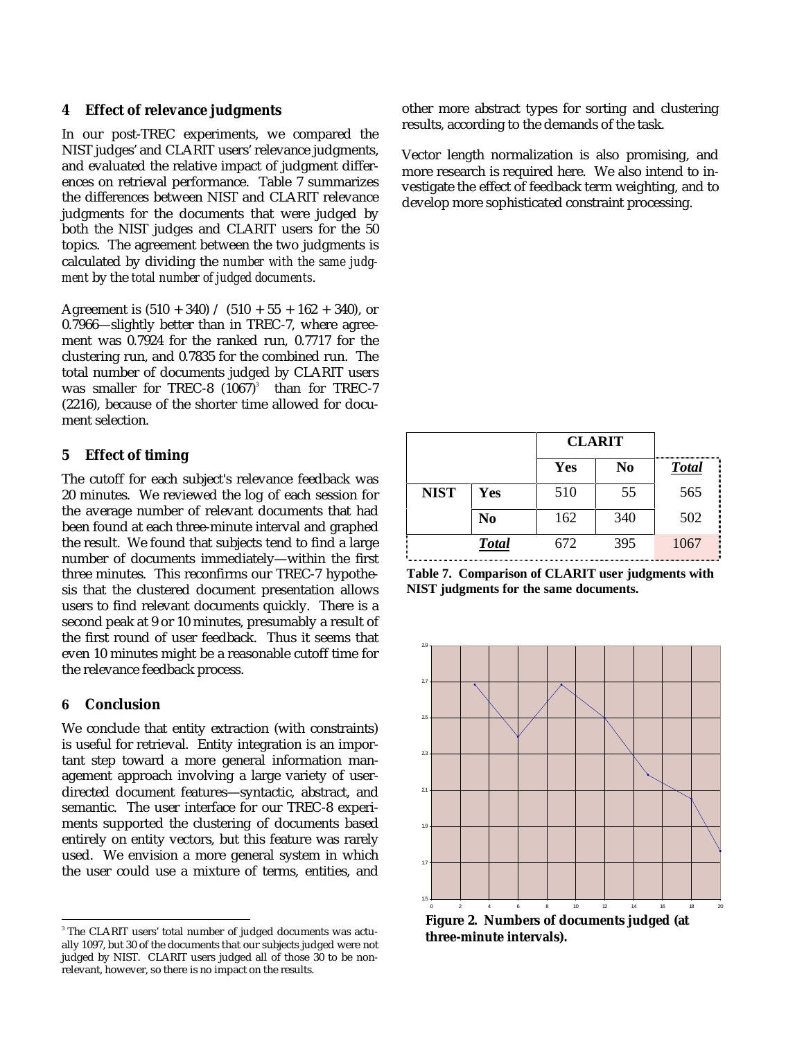## 4 Effect of relevance judgments

In our post-TREC experiments, we compared the NIST judges' and CLARIT users' relevance judgments, and evaluated the relative impact of judgment differences on retrieval performance. Table 7 summarizes the differences between NIST and CLARIT relevance judgments for the documents that were judged by both the NIST judges and CLARIT users for the 50 topics. The agreement between the two judgments is calculated by dividing the *number with the same judgment* by the *total number of judged documents*.

Agreement is (510 + 340) / (510 + 55 + 162 + 340), or 0.7966—slightly better than in TREC-7, where agreement was 0.7924 for the ranked run, 0.7717 for the clustering run, and 0.7835 for the combined run. The total number of documents judged by CLARIT users was smaller for TREC-8 (1067)[3] than for TREC-7 (2216), because of the shorter time allowed for document selection.

## 5 Effect of timing

The cutoff for each subject's relevance feedback was 20 minutes. We reviewed the log of each session for the average number of relevant documents that had been found at each three-minute interval and graphed the result. We found that subjects tend to find a large number of documents immediately—within the first three minutes. This reconfirms our TREC-7 hypothesis that the clustered document presentation allows users to find relevant documents quickly. There is a second peak at 9 or 10 minutes, presumably a result of the first round of user feedback. Thus it seems that even 10 minutes might be a reasonable cutoff time for the relevance feedback process.

## 6 Conclusion

We conclude that entity extraction (with constraints) is useful for retrieval. Entity integration is an important step toward a more general information management approach involving a large variety of user-directed document features—syntactic, abstract, and semantic. The user interface for our TREC-8 experiments supported the clustering of documents based entirely on entity vectors, but this feature was rarely used. We envision a more general system in which the user could use a mixture of terms, entities, and other more abstract types for sorting and clustering results, according to the demands of the task.

Vector length normalization is also promising, and more research is required here. We also intend to investigate the effect of feedback term weighting, and to develop more sophisticated constraint processing.

| | | CLARIT | | |
|---|---|---|---|---|
| | | Yes | No | *Total* |
| NIST | Yes | 510 | 55 | 565 |
| | No | 162 | 340 | 502 |
| | *Total* | 672 | 395 | 1067 |

**Table 7. Comparison of CLARIT user judgments with NIST judgments for the same documents.**

2.9
2.7
2.5
2.3
2.1
1.9
1.7
1.5
0 2 4 6 8 10 12 14 16 18 20

**Figure 2. Numbers of documents judged (at three-minute intervals).**

[3] The CLARIT users' total number of judged documents was actually 1097, but 30 of the documents that our subjects judged were not judged by NIST. CLARIT users judged all of those 30 to be non-relevant, however, so there is no impact on the results.